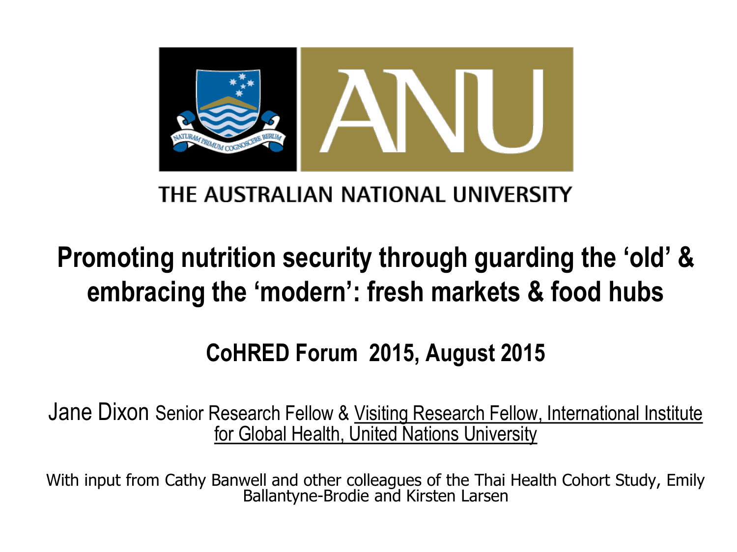THE AUSTRALIAN NATIONAL UNIVERSITY

# Promoting nutrition security through guarding the 'old' & embracing the 'modern': fresh markets & food hubs

## CoHRED Forum 2015, August 2015

Jane Dixon Senior Research Fellow & Visiting Research Fellow, International Institute for Global Health, United Nations University

With input from Cathy Banwell and other colleagues of the Thai Health Cohort Study, Emily Ballantyne-Brodie and Kirsten Larsen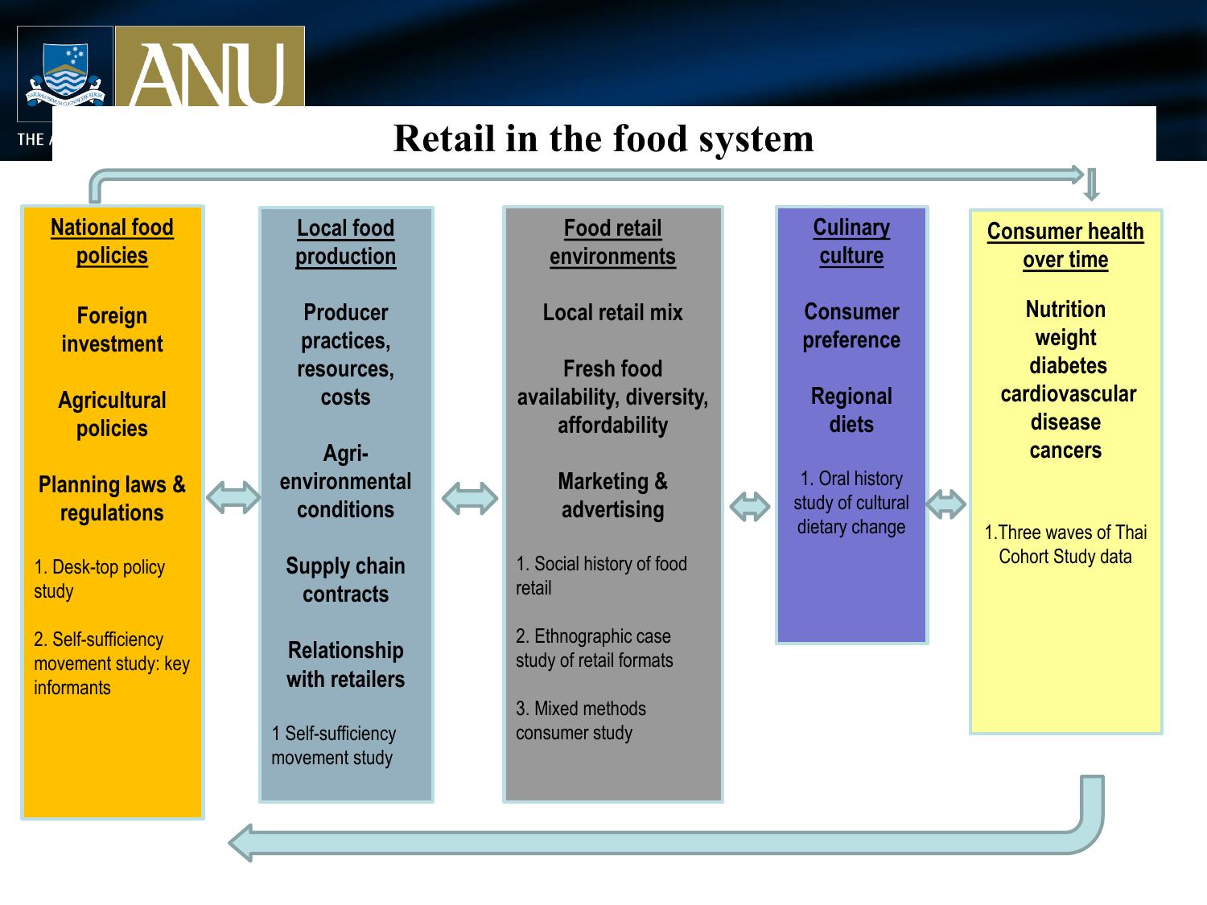# Retail in the food system

## National food policies

**Foreign investment**

**Agricultural policies**

**Planning laws & regulations**

1. Desk-top policy study
2. Self-sufficiency movement study: key informants

## Local food production

**Producer practices, resources, costs**

**Agri-environmental conditions**

**Supply chain contracts**

**Relationship with retailers**

1 Self-sufficiency movement study

## Food retail environments

**Local retail mix**

**Fresh food availability, diversity, affordability**

**Marketing & advertising**

1. Social history of food retail
2. Ethnographic case study of retail formats
3. Mixed methods consumer study

## Culinary culture

**Consumer preference**

**Regional diets**

1. Oral history study of cultural dietary change

## Consumer health over time

**Nutrition**
**weight**
**diabetes**
**cardiovascular disease**
**cancers**

1. Three waves of Thai Cohort Study data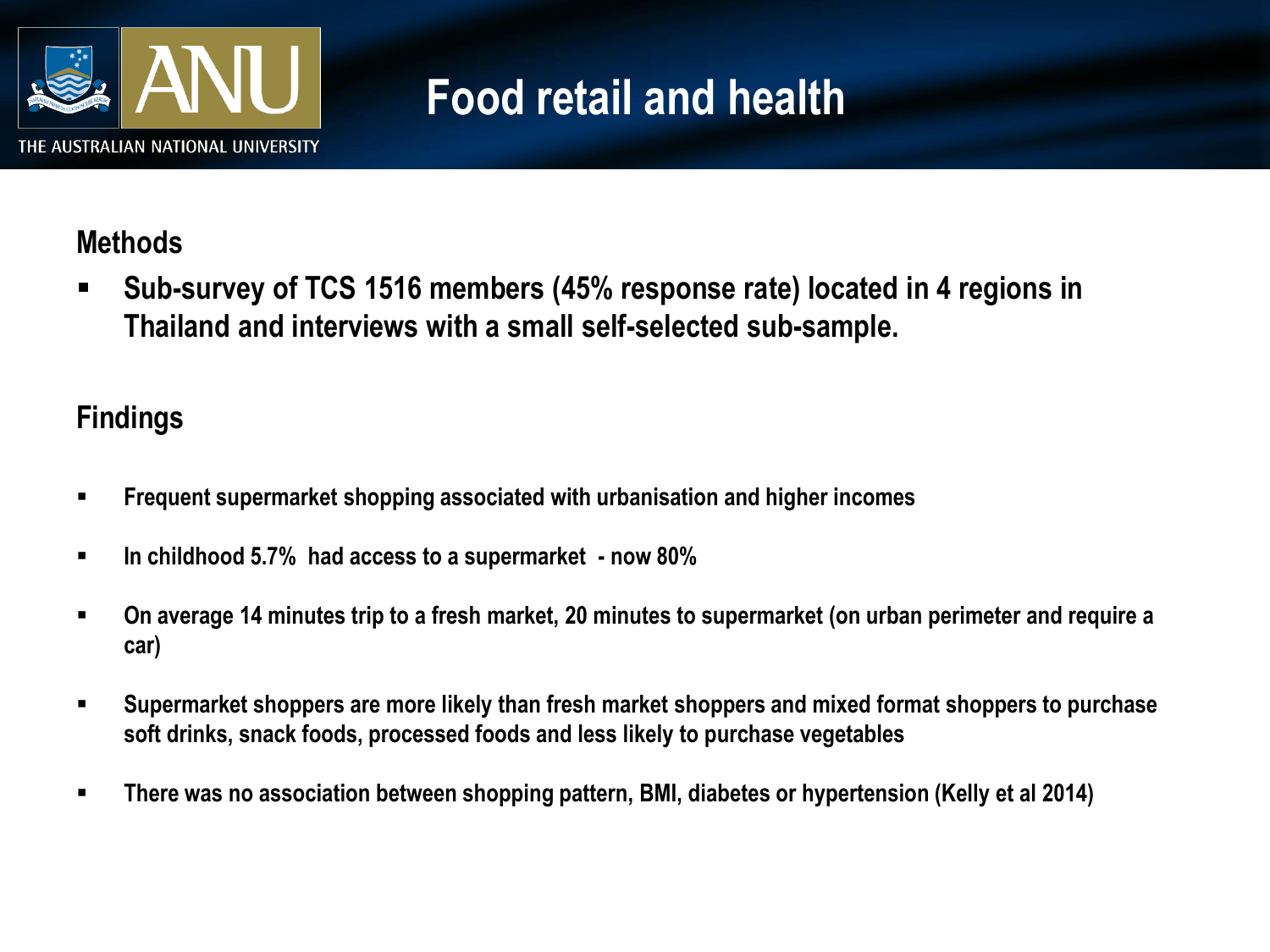# Food retail and health

## Methods

- **Sub-survey of TCS 1516 members (45% response rate) located in 4 regions in Thailand and interviews with a small self-selected sub-sample.**

## Findings

- **Frequent supermarket shopping associated with urbanisation and higher incomes**
- **In childhood 5.7% had access to a supermarket - now 80%**
- **On average 14 minutes trip to a fresh market, 20 minutes to supermarket (on urban perimeter and require a car)**
- **Supermarket shoppers are more likely than fresh market shoppers and mixed format shoppers to purchase soft drinks, snack foods, processed foods and less likely to purchase vegetables**
- **There was no association between shopping pattern, BMI, diabetes or hypertension (Kelly et al 2014)**